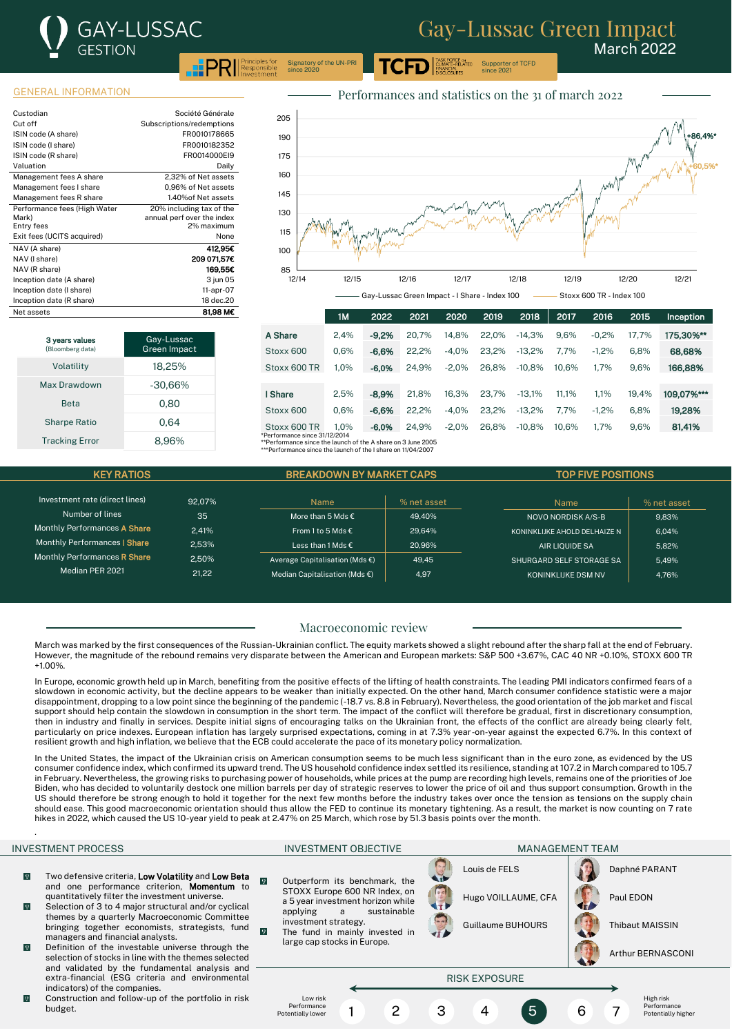# Gay-Lussac Green Impact

March 2022

GAY-LUSSAC GESTION

PRI Principles for Responsible Investment — Signatory of the UN-PRI since 2020

TCFD Task Force on Climate-Related Financial Disclosures — Supporter of TCFD since 2021

## GENERAL INFORMATION

| | |
|---|---|
| Custodian | Société Générale |
| Cut off | Subscriptions/redemptions |
| ISIN code (A share) | FR0010178665 |
| ISIN code (I share) | FR0010182352 |
| ISIN code (R share) | FR0014000EI9 |
| Valuation | Daily |
| Management fees A share | 2,32% of Net assets |
| Management fees I share | 0,96% of Net assets |
| Management fees R share | 1.40%of Net assets |
| Performance fees (High Water Mark) | 20% including tax of the annual perf over the index |
| Entry fees | 2% maximum |
| Exit fees (UCITS acquired) | None |
| NAV (A share) | **412,95€** |
| NAV (I share) | **209 071,57€** |
| NAV (R share) | **169,55€** |
| Inception date (A share) | 3 jun 05 |
| Inception date (I share) | 11-apr-07 |
| Inception date (R share) | 18 dec.20 |
| Net assets | **81,98 M€** |

| 3 years values (Bloomberg data) | Gay-Lussac Green Impact |
|---|---|
| Volatility | 18,25% |
| Max Drawdown | -30,66% |
| Beta | 0,80 |
| Sharpe Ratio | 0,64 |
| Tracking Error | 8,96% |

## Performances and statistics on the 31 of march 2022

Gay-Lussac Green Impact - I Share - Index 100 (+86,4%*) — Stoxx 600 TR - Index 100 (+60,5%*)

| | 1M | 2022 | 2021 | 2020 | 2019 | 2018 | 2017 | 2016 | 2015 | Inception |
|---|---|---|---|---|---|---|---|---|---|---|
| **A Share** | 2,4% | **-9,2%** | 20,7% | 14,8% | 22,0% | -14,3% | 9,6% | -0,2% | 17,7% | **175,30%*** |
| Stoxx 600 | 0,6% | **-6,6%** | 22,2% | -4,0% | 23,2% | -13,2% | 7,7% | -1,2% | 6,8% | **68,68%** |
| Stoxx 600 TR | 1,0% | **-6,0%** | 24,9% | -2,0% | 26,8% | -10,8% | 10,6% | 1,7% | 9,6% | **166,88%** |
| **I Share** | 2,5% | **-8,9%** | 21,8% | 16,3% | 23,7% | -13,1% | 11,1% | 1,1% | 19,4% | **109,07%***** |
| Stoxx 600 | 0,6% | **-6,6%** | 22,2% | -4,0% | 23,2% | -13,2% | 7,7% | -1,2% | 6,8% | **19,28%** |
| Stoxx 600 TR | 1,0% | **-6,0%** | 24,9% | -2,0% | 26,8% | -10,8% | 10,6% | 1,7% | 9,6% | **81,41%** |

*Performance since 31/12/2014
**Performance since the launch of the A share on 3 June 2005
***Performance since the launch of the I share on 11/04/2007

## KEY RATIOS

| | |
|---|---|
| Investment rate (direct lines) | 92,07% |
| Number of lines | 35 |
| Monthly Performances A Share | 2,41% |
| Monthly Performances I Share | 2,53% |
| Monthly Performances R Share | 2,50% |
| Median PER 2021 | 21,22 |

## BREAKDOWN BY MARKET CAPS

| Name | % net asset |
|---|---|
| More than 5 Mds € | 49,40% |
| From 1 to 5 Mds € | 29,64% |
| Less than 1 Mds € | 20,96% |
| Average Capitalisation (Mds €) | 49,45 |
| Median Capitalisation (Mds €) | 4,97 |

## TOP FIVE POSITIONS

| Name | % net asset |
|---|---|
| NOVO NORDISK A/S-B | 9,83% |
| KONINKLIJKE AHOLD DELHAIZE N | 6,04% |
| AIR LIQUIDE SA | 5,82% |
| SHURGARD SELF STORAGE SA | 5,49% |
| KONINKLIJKE DSM NV | 4,76% |

## Macroeconomic review

March was marked by the first consequences of the Russian-Ukrainian conflict. The equity markets showed a slight rebound after the sharp fall at the end of February. However, the magnitude of the rebound remains very disparate between the American and European markets: S&P 500 +3.67%, CAC 40 NR +0.10%, STOXX 600 TR +1.00%.

In Europe, economic growth held up in March, benefiting from the positive effects of the lifting of health constraints. The leading PMI indicators confirmed fears of a slowdown in economic activity, but the decline appears to be weaker than initially expected. On the other hand, March consumer confidence statistic were a major disappointment, dropping to a low point since the beginning of the pandemic (-18.7 vs. 8.8 in February). Nevertheless, the good orientation of the job market and fiscal support should help contain the slowdown in consumption in the short term. The impact of the conflict will therefore be gradual, first in discretionary consumption, then in industry and finally in services. Despite initial signs of encouraging talks on the Ukrainian front, the effects of the conflict are already being clearly felt, particularly on price indexes. European inflation has largely surprised expectations, coming in at 7.3% year-on-year against the expected 6.7%. In this context of resilient growth and high inflation, we believe that the ECB could accelerate the pace of its monetary policy normalization.

In the United States, the impact of the Ukrainian crisis on American consumption seems to be much less significant than in the euro zone, as evidenced by the US consumer confidence index, which confirmed its upward trend. The US household confidence index settled its resilience, standing at 107.2 in March compared to 105.7 in February. Nevertheless, the growing risks to purchasing power of households, while prices at the pump are recording high levels, remains one of the priorities of Joe Biden, who has decided to voluntarily destock one million barrels per day of strategic reserves to lower the price of oil and thus support consumption. Growth in the US should therefore be strong enough to hold it together for the next few months before the industry takes over once the tension as tensions on the supply chain should ease. This good macroeconomic orientation should thus allow the FED to continue its monetary tightening. As a result, the market is now counting on 7 rate hikes in 2022, which caused the US 10-year yield to peak at 2.47% on 25 March, which rose by 51.3 basis points over the month.

## INVESTMENT PROCESS

- Two defensive criteria, **Low Volatility** and **Low Beta** and one performance criterion, **Momentum** to quantitatively filter the investment universe.
- Selection of 3 to 4 major structural and/or cyclical themes by a quarterly Macroeconomic Committee bringing together economists, strategists, fund managers and financial analysts.
- Definition of the investable universe through the selection of stocks in line with the themes selected and validated by the fundamental analysis and extra-financial (ESG criteria and environmental indicators) of the companies.
- Construction and follow-up of the portfolio in risk budget.

## INVESTMENT OBJECTIVE

- Outperform its benchmark, the STOXX Europe 600 TR Index, on a 5 year investment horizon while applying a sustainable investment strategy.
- The fund in mainly invested in large cap stocks in Europe.

## MANAGEMENT TEAM

- Louis de FELS
- Hugo VOILLAUME, CFA
- Guillaume BUHOURS
- Daphné PARANT
- Paul EDON
- Thibaut MAISSIN
- Arthur BERNASCONI

## RISK EXPOSURE

Low risk, Performance Potentially lower — 1 2 3 4 **5** 6 7 — High risk, Performance Potentially higher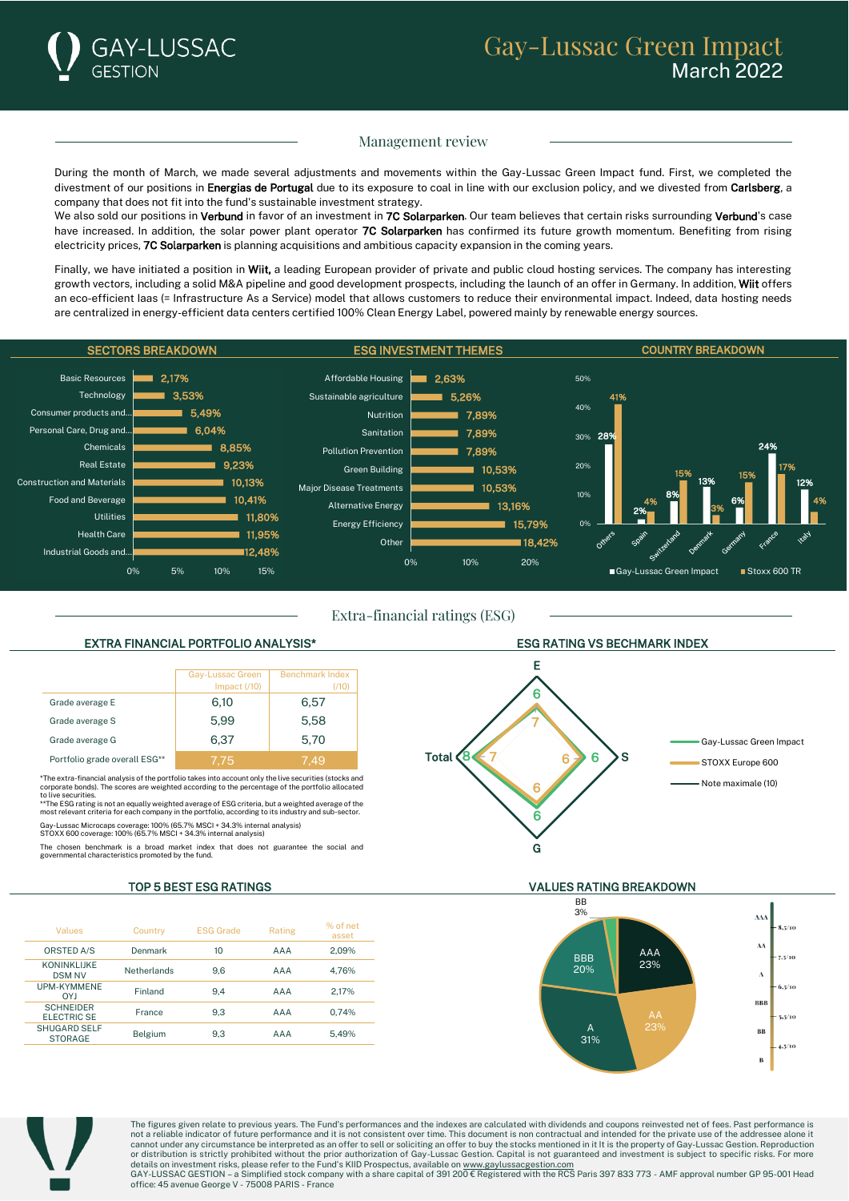# Gay-Lussac Green Impact
March 2022

## Management review

During the month of March, we made several adjustments and movements within the Gay-Lussac Green Impact fund. First, we completed the divestment of our positions in **Energias de Portugal** due to its exposure to coal in line with our exclusion policy, and we divested from **Carlsberg**, a company that does not fit into the fund's sustainable investment strategy.
We also sold our positions in **Verbund** in favor of an investment in **7C Solarparken**. Our team believes that certain risks surrounding **Verbund**'s case have increased. In addition, the solar power plant operator **7C Solarparken** has confirmed its future growth momentum. Benefiting from rising electricity prices, **7C Solarparken** is planning acquisitions and ambitious capacity expansion in the coming years.

Finally, we have initiated a position in **Wiit,** a leading European provider of private and public cloud hosting services. The company has interesting growth vectors, including a solid M&A pipeline and good development prospects, including the launch of an offer in Germany. In addition, **Wiit** offers an eco-efficient Iaas (= Infrastructure As a Service) model that allows customers to reduce their environmental impact. Indeed, data hosting needs are centralized in energy-efficient data centers certified 100% Clean Energy Label, powered mainly by renewable energy sources.

### SECTORS BREAKDOWN

| Sector | Weight |
|---|---|
| Basic Resources | 2,17% |
| Technology | 3,53% |
| Consumer products and... | 5,49% |
| Personal Care, Drug and... | 6,04% |
| Chemicals | 8,85% |
| Real Estate | 9,23% |
| Construction and Materials | 10,13% |
| Food and Beverage | 10,41% |
| Utilities | 11,80% |
| Health Care | 11,95% |
| Industrial Goods and... | 12,48% |

### ESG INVESTMENT THEMES

| Theme | Weight |
|---|---|
| Affordable Housing | 2,63% |
| Sustainable agriculture | 5,26% |
| Nutrition | 7,89% |
| Sanitation | 7,89% |
| Pollution Prevention | 7,89% |
| Green Building | 10,53% |
| Major Disease Treatments | 10,53% |
| Alternative Energy | 13,16% |
| Energy Efficiency | 15,79% |
| Other | 18,42% |

### COUNTRY BREAKDOWN

| Country | Gay-Lussac Green Impact | Stoxx 600 TR |
|---|---|---|
| Others | 28% | 41% |
| Spain | 2% | 4% |
| Switzerland | 8% | 15% |
| Denmark | 13% | 3% |
| Germany | 6% | 15% |
| France | 24% | 17% |
| Italy | 12% | 4% |

## Extra-financial ratings (ESG)

### EXTRA FINANCIAL PORTFOLIO ANALYSIS*

| | Gay-Lussac Green Impact (/10) | Benchmark Index (/10) |
|---|---|---|
| Grade average E | 6,10 | 6,57 |
| Grade average S | 5,99 | 5,58 |
| Grade average G | 6,37 | 5,70 |
| Portfolio grade overall ESG** | 7,75 | 7,49 |

*The extra-financial analysis of the portfolio takes into account only the live securities (stocks and corporate bonds). The scores are weighted according to the percentage of the portfolio allocated to live securities.
**The ESG rating is not an equally weighted average of ESG criteria, but a weighted average of the most relevant criteria for each company in the portfolio, according to its industry and sub-sector.

Gay-Lussac Microcaps coverage: 100% (65.7% MSCI + 34.3% internal analysis)
STOXX 600 coverage: 100% (65.7% MSCI + 34.3% internal analysis)

The chosen benchmark is a broad market index that does not guarantee the social and governmental characteristics promoted by the fund.

### ESG RATING VS BECHMARK INDEX

| | Gay-Lussac Green Impact | STOXX Europe 600 | Note maximale (10) |
|---|---|---|---|
| E | 6 | 7 | 10 |
| S | 6 | 6 | 10 |
| G | 6 | 6 | 10 |
| Total | 8 | 7 | 10 |

### TOP 5 BEST ESG RATINGS

| Values | Country | ESG Grade | Rating | % of net asset |
|---|---|---|---|---|
| ORSTED A/S | Denmark | 10 | AAA | 2,09% |
| KONINKLIJKE DSM NV | Netherlands | 9,6 | AAA | 4,76% |
| UPM-KYMMENE OYJ | Finland | 9,4 | AAA | 2,17% |
| SCHNEIDER ELECTRIC SE | France | 9,3 | AAA | 0,74% |
| SHUGARD SELF STORAGE | Belgium | 9,3 | AAA | 5,49% |

### VALUES RATING BREAKDOWN

| Rating | Share |
|---|---|
| AAA | 23% |
| AA | 23% |
| A | 31% |
| BBB | 20% |
| BB | 3% |

Scale: AAA – 8,5/10; AA – 7,5/10; A – 6,5/10; BBB – 5,5/10; BB – 4,5/10; B

The figures given relate to previous years. The Fund's performances and the indexes are calculated with dividends and coupons reinvested net of fees. Past performance is not a reliable indicator of future performance and it is not consistent over time. This document is non contractual and intended for the private use of the addressee alone it cannot under any circumstance be interpreted as an offer to sell or soliciting an offer to buy the stocks mentioned in it It is the property of Gay-Lussac Gestion. Reproduction or distribution is strictly prohibited without the prior authorization of Gay-Lussac Gestion. Capital is not guaranteed and investment is subject to specific risks. For more details on investment risks, please refer to the Fund's KIID Prospectus, available on www.gaylussacgestion.com
GAY-LUSSAC GESTION – a Simplified stock company with a share capital of 391 200 € Registered with the RCS Paris 397 833 773 - AMF approval number GP 95-001 Head office: 45 avenue George V - 75008 PARIS - France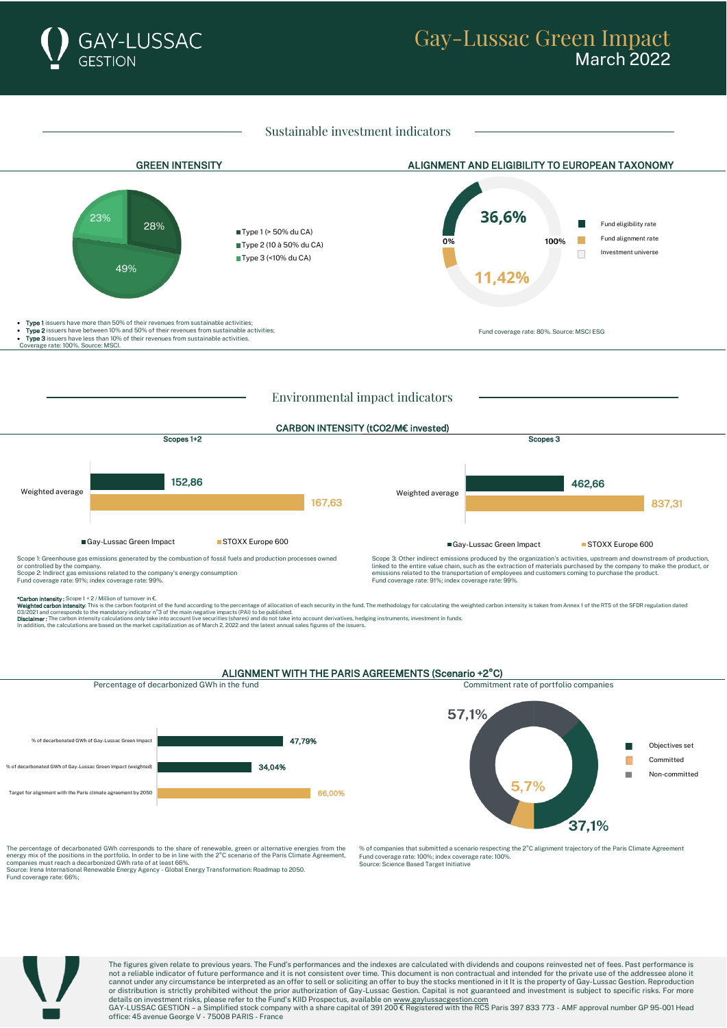# Gay-Lussac Green Impact
March 2022

## Sustainable investment indicators

### GREEN INTENSITY

23%
28%
49%

Type 1 (> 50% du CA)
Type 2 (10 à 50% du CA)
Type 3 (<10% du CA)

- **Type 1** issuers have more than 50% of their revenues from sustainable activities;
- **Type 2** issuers have between 10% and 50% of their revenues from sustainable activities;
- **Type 3** issuers have less than 10% of their revenues from sustainable activities.

Coverage rate: 100%. Source: MSCI.

### ALIGNMENT AND ELIGIBILITY TO EUROPEAN TAXONOMY

36,6%
0%
100%
11,42%

Fund eligibility rate
Fund alignment rate
Investment universe

Fund coverage rate: 80%. Source: MSCI ESG

## Environmental impact indicators

### CARBON INTENSITY (tCO2/M€ invested)

**Scopes 1+2**

Weighted average
152,86
167,63

Gay-Lussac Green Impact
STOXX Europe 600

Scope 1: Greenhouse gas emissions generated by the combustion of fossil fuels and production processes owned or controlled by the company.
Scope 2: Indirect gas emissions related to the company's energy consumption
Fund coverage rate: 91%; index coverage rate: 99%.

**Scopes 3**

Weighted average
462,66
837,31

Gay-Lussac Green Impact
STOXX Europe 600

Scope 3: Other indirect emissions produced by the organization's activities, upstream and downstream of production, linked to the entire value chain, such as the extraction of materials purchased by the company to make the product, or emissions related to the transportation of employees and customers coming to purchase the product.
Fund coverage rate: 91%; index coverage rate: 99%.

***Carbon intensity :** Scope 1 + 2 / Million of turnover in €.
**Weighted carbon intensity**: This is the carbon footprint of the fund according to the percentage of allocation of each security in the fund. The methodology for calculating the weighted carbon intensity is taken from Annex 1 of the RTS of the SFDR regulation dated 03/2021 and corresponds to the mandatory indicator n°3 of the main negative impacts (PAI) to be published.
**Disclaimer :** The carbon intensity calculations only take into account live securities (shares) and do not take into account derivatives, hedging instruments, investment in funds.
In addition, the calculations are based on the market capitalization as of March 2, 2022 and the latest annual sales figures of the issuers.

### ALIGNMENT WITH THE PARIS AGREEMENTS (Scenario +2°C)

**Percentage of decarbonized GWh in the fund**

% of decarbonated GWh of Gay-Lussac Green Impact: 47,79%
% of decarbonated GWh of Gay-Lussac Green Impact (weighted): 34,04%
Target for alignment with the Paris climate agreement by 2050: 66,00%

The percentage of decarbonated GWh corresponds to the share of renewable, green or alternative energies from the energy mix of the positions in the portfolio. In order to be in line with the 2°C scenario of the Paris Climate Agreement, companies must reach a decarbonized GWh rate of at least 66%.
Source: Irena International Renewable Energy Agency - Global Energy Transformation: Roadmap to 2050.
Fund coverage rate: 66%;

**Commitment rate of portfolio companies**

57,1%
5,7%
37,1%

Objectives set
Committed
Non-committed

% of companies that submitted a scenario respecting the 2°C alignment trajectory of the Paris Climate Agreement
Fund coverage rate: 100%; index coverage rate: 100%.
Source: Science Based Target Initiative

The figures given relate to previous years. The Fund's performances and the indexes are calculated with dividends and coupons reinvested net of fees. Past performance is not a reliable indicator of future performance and it is not consistent over time. This document is non contractual and intended for the private use of the addressee alone it cannot under any circumstance be interpreted as an offer to sell or soliciting an offer to buy the stocks mentioned in it It is the property of Gay-Lussac Gestion. Reproduction or distribution is strictly prohibited without the prior authorization of Gay-Lussac Gestion. Capital is not guaranteed and investment is subject to specific risks. For more details on investment risks, please refer to the Fund's KIID Prospectus, available on www.gaylussacgestion.com
GAY-LUSSAC GESTION – a Simplified stock company with a share capital of 391 200 € Registered with the RCS Paris 397 833 773 - AMF approval number GP 95-001 Head office: 45 avenue George V - 75008 PARIS - France